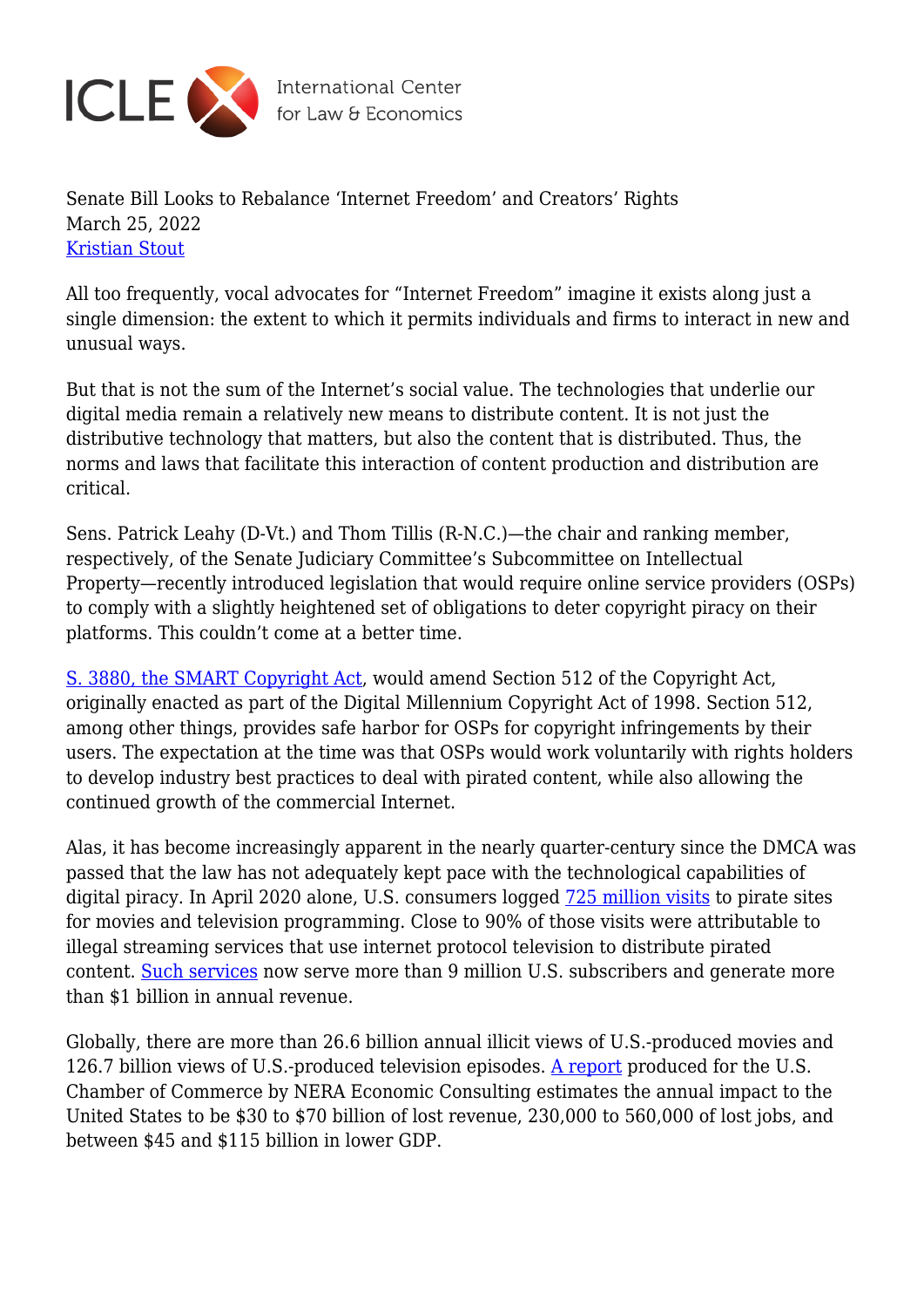ICLE International Center for Law & Economics

# Senate Bill Looks to Rebalance 'Internet Freedom' and Creators' Rights

March 25, 2022

Kristian Stout

All too frequently, vocal advocates for "Internet Freedom" imagine it exists along just a single dimension: the extent to which it permits individuals and firms to interact in new and unusual ways.

But that is not the sum of the Internet's social value. The technologies that underlie our digital media remain a relatively new means to distribute content. It is not just the distributive technology that matters, but also the content that is distributed. Thus, the norms and laws that facilitate this interaction of content production and distribution are critical.

Sens. Patrick Leahy (D-Vt.) and Thom Tillis (R-N.C.)—the chair and ranking member, respectively, of the Senate Judiciary Committee's Subcommittee on Intellectual Property—recently introduced legislation that would require online service providers (OSPs) to comply with a slightly heightened set of obligations to deter copyright piracy on their platforms. This couldn't come at a better time.

S. 3880, the SMART Copyright Act, would amend Section 512 of the Copyright Act, originally enacted as part of the Digital Millennium Copyright Act of 1998. Section 512, among other things, provides safe harbor for OSPs for copyright infringements by their users. The expectation at the time was that OSPs would work voluntarily with rights holders to develop industry best practices to deal with pirated content, while also allowing the continued growth of the commercial Internet.

Alas, it has become increasingly apparent in the nearly quarter-century since the DMCA was passed that the law has not adequately kept pace with the technological capabilities of digital piracy. In April 2020 alone, U.S. consumers logged 725 million visits to pirate sites for movies and television programming. Close to 90% of those visits were attributable to illegal streaming services that use internet protocol television to distribute pirated content. Such services now serve more than 9 million U.S. subscribers and generate more than $1 billion in annual revenue.

Globally, there are more than 26.6 billion annual illicit views of U.S.-produced movies and 126.7 billion views of U.S.-produced television episodes. A report produced for the U.S. Chamber of Commerce by NERA Economic Consulting estimates the annual impact to the United States to be $30 to $70 billion of lost revenue, 230,000 to 560,000 of lost jobs, and between $45 and $115 billion in lower GDP.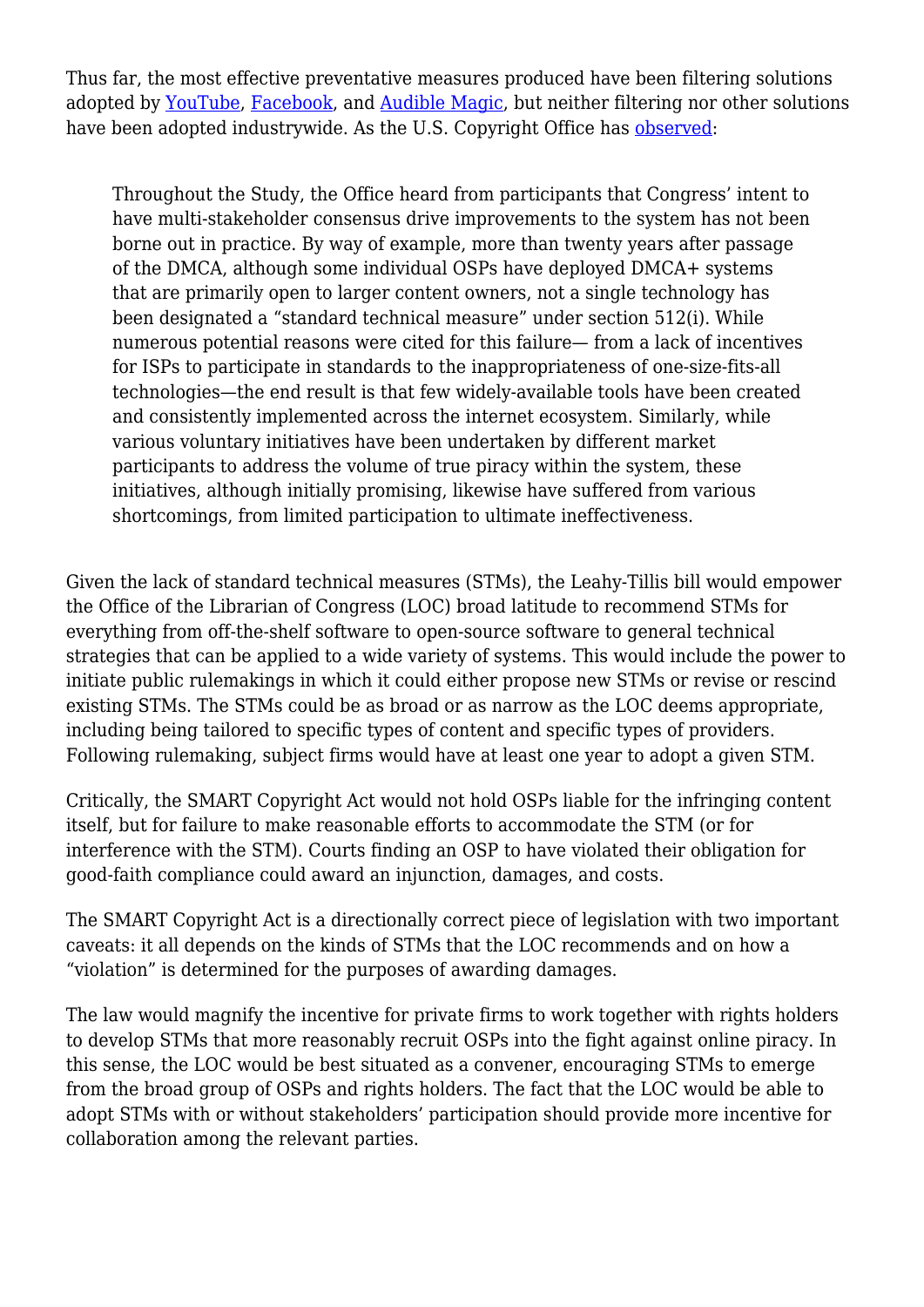Thus far, the most effective preventative measures produced have been filtering solutions adopted by [YouTube](), [Facebook](), and [Audible Magic](), but neither filtering nor other solutions have been adopted industrywide. As the U.S. Copyright Office has [observed]():

> Throughout the Study, the Office heard from participants that Congress' intent to have multi-stakeholder consensus drive improvements to the system has not been borne out in practice. By way of example, more than twenty years after passage of the DMCA, although some individual OSPs have deployed DMCA+ systems that are primarily open to larger content owners, not a single technology has been designated a "standard technical measure" under section 512(i). While numerous potential reasons were cited for this failure— from a lack of incentives for ISPs to participate in standards to the inappropriateness of one-size-fits-all technologies—the end result is that few widely-available tools have been created and consistently implemented across the internet ecosystem. Similarly, while various voluntary initiatives have been undertaken by different market participants to address the volume of true piracy within the system, these initiatives, although initially promising, likewise have suffered from various shortcomings, from limited participation to ultimate ineffectiveness.

Given the lack of standard technical measures (STMs), the Leahy-Tillis bill would empower the Office of the Librarian of Congress (LOC) broad latitude to recommend STMs for everything from off-the-shelf software to open-source software to general technical strategies that can be applied to a wide variety of systems. This would include the power to initiate public rulemakings in which it could either propose new STMs or revise or rescind existing STMs. The STMs could be as broad or as narrow as the LOC deems appropriate, including being tailored to specific types of content and specific types of providers. Following rulemaking, subject firms would have at least one year to adopt a given STM.

Critically, the SMART Copyright Act would not hold OSPs liable for the infringing content itself, but for failure to make reasonable efforts to accommodate the STM (or for interference with the STM). Courts finding an OSP to have violated their obligation for good-faith compliance could award an injunction, damages, and costs.

The SMART Copyright Act is a directionally correct piece of legislation with two important caveats: it all depends on the kinds of STMs that the LOC recommends and on how a "violation" is determined for the purposes of awarding damages.

The law would magnify the incentive for private firms to work together with rights holders to develop STMs that more reasonably recruit OSPs into the fight against online piracy. In this sense, the LOC would be best situated as a convener, encouraging STMs to emerge from the broad group of OSPs and rights holders. The fact that the LOC would be able to adopt STMs with or without stakeholders' participation should provide more incentive for collaboration among the relevant parties.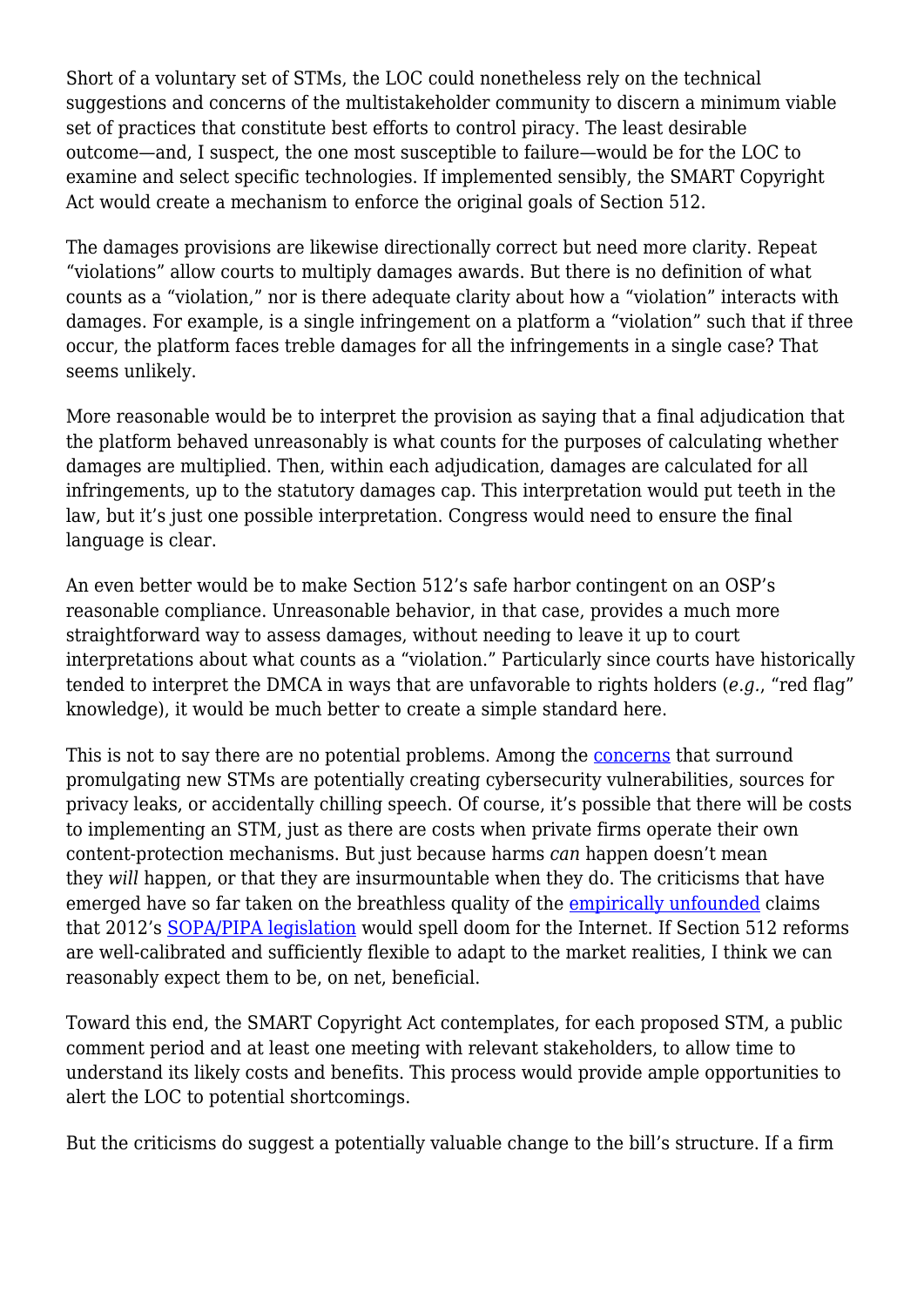Short of a voluntary set of STMs, the LOC could nonetheless rely on the technical suggestions and concerns of the multistakeholder community to discern a minimum viable set of practices that constitute best efforts to control piracy. The least desirable outcome—and, I suspect, the one most susceptible to failure—would be for the LOC to examine and select specific technologies. If implemented sensibly, the SMART Copyright Act would create a mechanism to enforce the original goals of Section 512.

The damages provisions are likewise directionally correct but need more clarity. Repeat "violations" allow courts to multiply damages awards. But there is no definition of what counts as a "violation," nor is there adequate clarity about how a "violation" interacts with damages. For example, is a single infringement on a platform a "violation" such that if three occur, the platform faces treble damages for all the infringements in a single case? That seems unlikely.

More reasonable would be to interpret the provision as saying that a final adjudication that the platform behaved unreasonably is what counts for the purposes of calculating whether damages are multiplied. Then, within each adjudication, damages are calculated for all infringements, up to the statutory damages cap. This interpretation would put teeth in the law, but it's just one possible interpretation. Congress would need to ensure the final language is clear.

An even better would be to make Section 512's safe harbor contingent on an OSP's reasonable compliance. Unreasonable behavior, in that case, provides a much more straightforward way to assess damages, without needing to leave it up to court interpretations about what counts as a "violation." Particularly since courts have historically tended to interpret the DMCA in ways that are unfavorable to rights holders (*e.g.*, "red flag" knowledge), it would be much better to create a simple standard here.

This is not to say there are no potential problems. Among the concerns that surround promulgating new STMs are potentially creating cybersecurity vulnerabilities, sources for privacy leaks, or accidentally chilling speech. Of course, it's possible that there will be costs to implementing an STM, just as there are costs when private firms operate their own content-protection mechanisms. But just because harms *can* happen doesn't mean they *will* happen, or that they are insurmountable when they do. The criticisms that have emerged have so far taken on the breathless quality of the empirically unfounded claims that 2012's SOPA/PIPA legislation would spell doom for the Internet. If Section 512 reforms are well-calibrated and sufficiently flexible to adapt to the market realities, I think we can reasonably expect them to be, on net, beneficial.

Toward this end, the SMART Copyright Act contemplates, for each proposed STM, a public comment period and at least one meeting with relevant stakeholders, to allow time to understand its likely costs and benefits. This process would provide ample opportunities to alert the LOC to potential shortcomings.

But the criticisms do suggest a potentially valuable change to the bill's structure. If a firm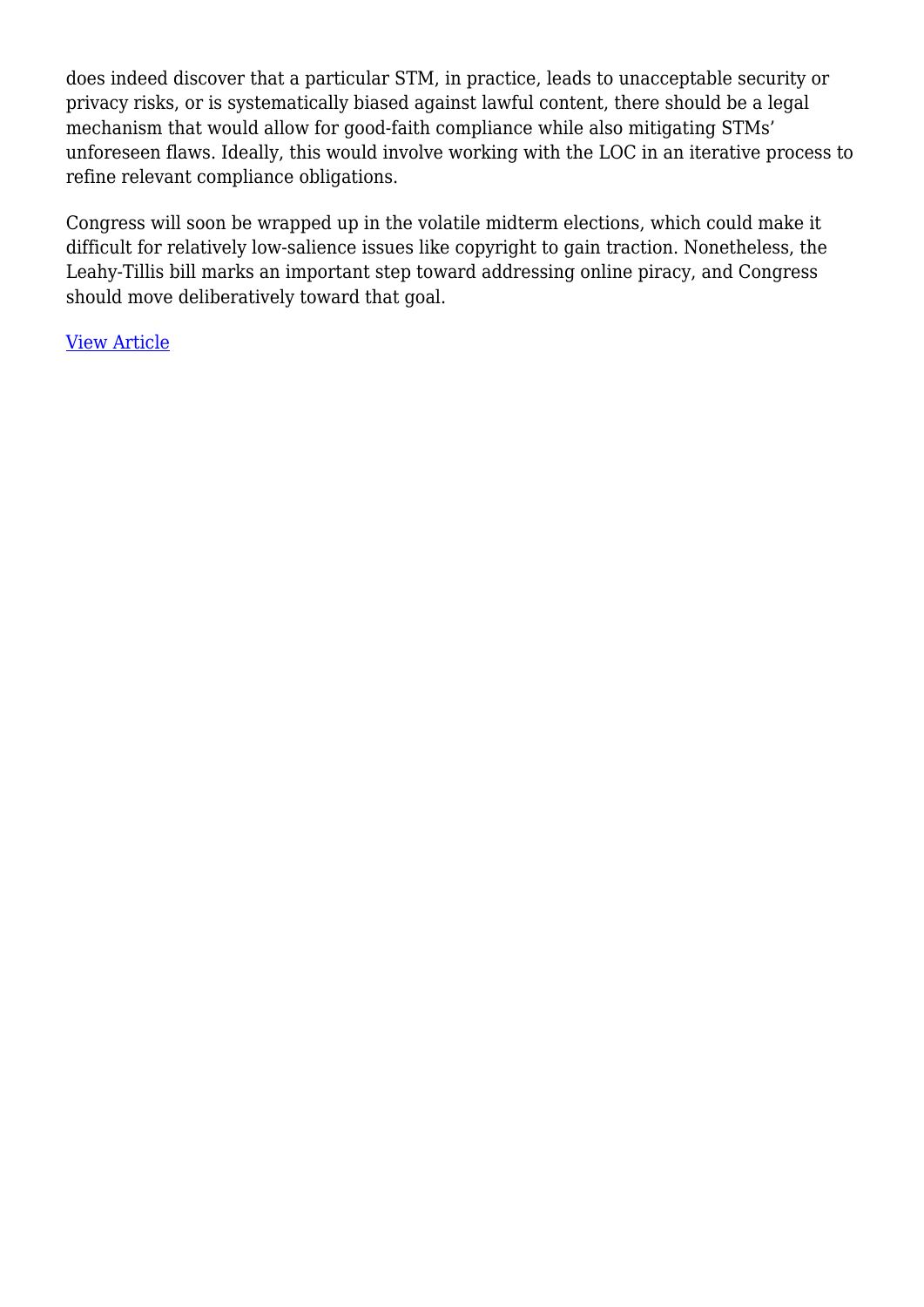does indeed discover that a particular STM, in practice, leads to unacceptable security or privacy risks, or is systematically biased against lawful content, there should be a legal mechanism that would allow for good-faith compliance while also mitigating STMs' unforeseen flaws. Ideally, this would involve working with the LOC in an iterative process to refine relevant compliance obligations.

Congress will soon be wrapped up in the volatile midterm elections, which could make it difficult for relatively low-salience issues like copyright to gain traction. Nonetheless, the Leahy-Tillis bill marks an important step toward addressing online piracy, and Congress should move deliberatively toward that goal.

View Article